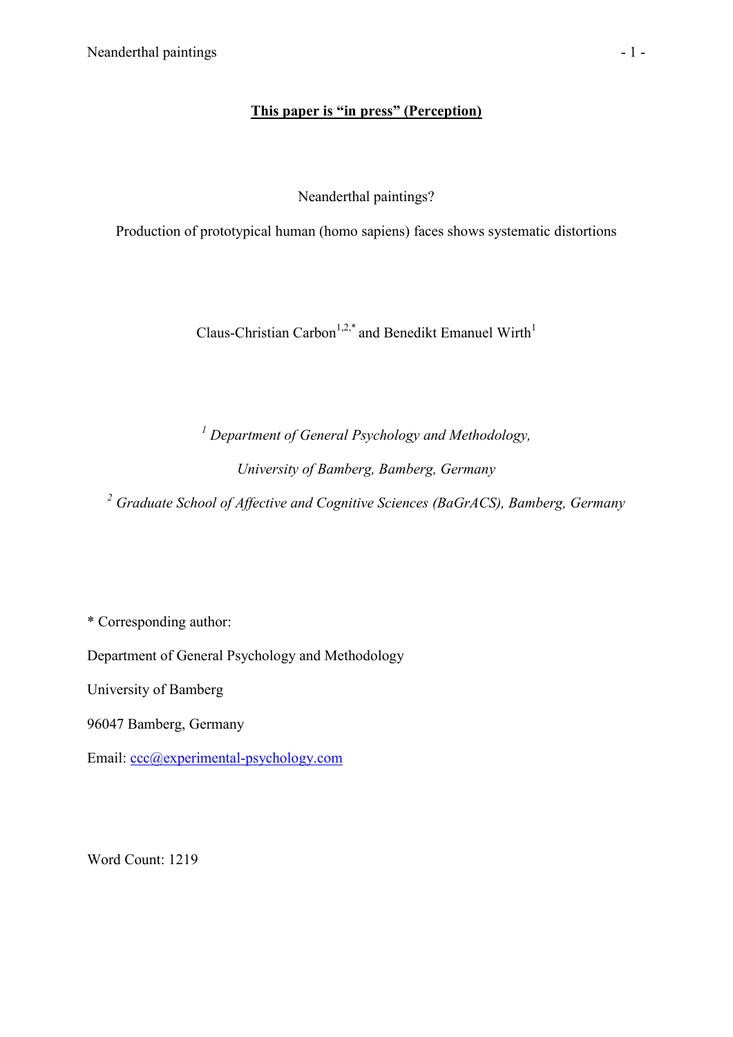**This paper is "in press" (Perception)**

# Neanderthal paintings?

## Production of prototypical human (homo sapiens) faces shows systematic distortions

Claus-Christian Carbon[1,2,*] and Benedikt Emanuel Wirth[1]

[1] *Department of General Psychology and Methodology,*

*University of Bamberg, Bamberg, Germany*

[2] *Graduate School of Affective and Cognitive Sciences (BaGrACS), Bamberg, Germany*

\* Corresponding author:

Department of General Psychology and Methodology

University of Bamberg

96047 Bamberg, Germany

Email: ccc@experimental-psychology.com

Word Count: 1219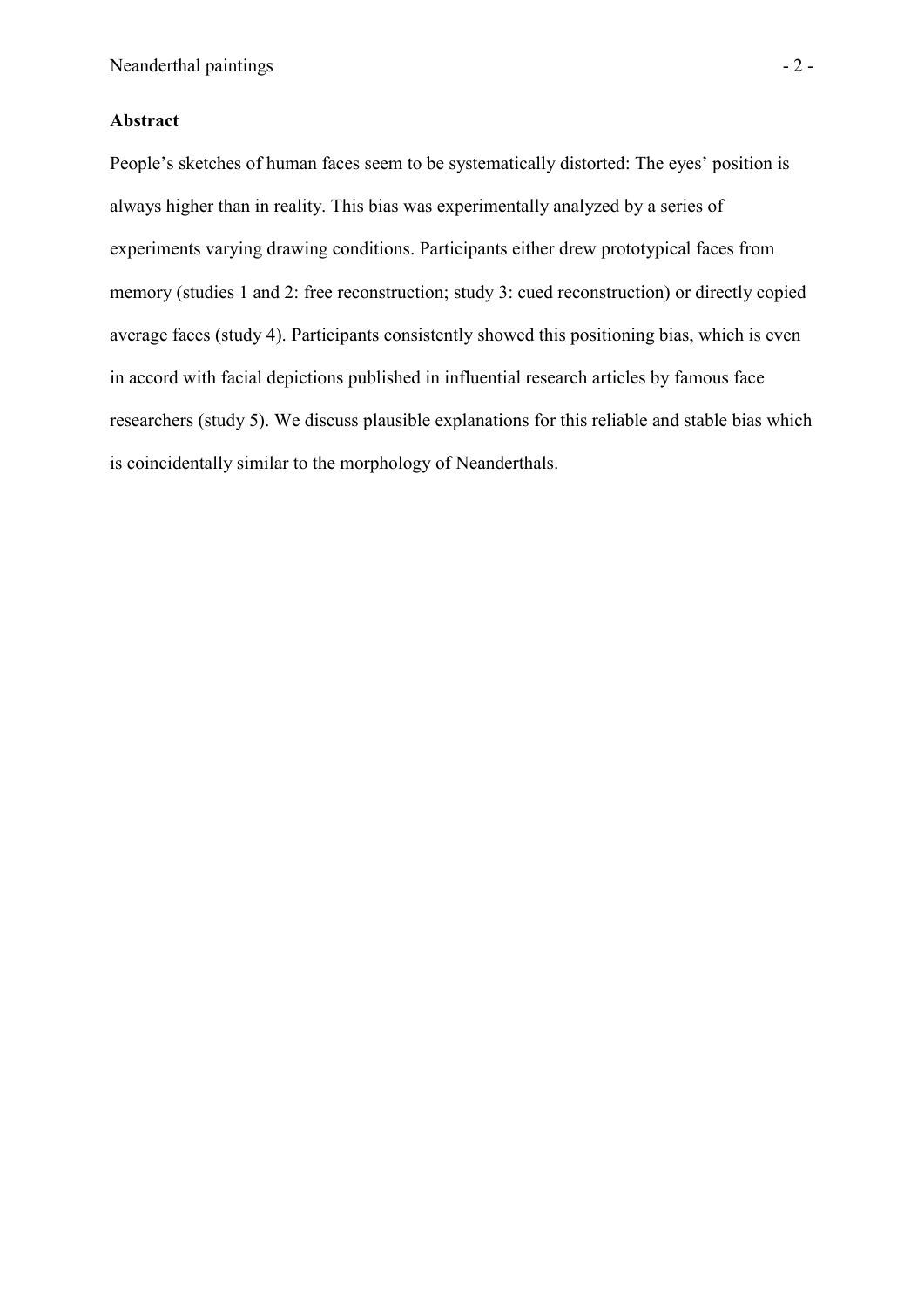## Abstract

People's sketches of human faces seem to be systematically distorted: The eyes' position is always higher than in reality. This bias was experimentally analyzed by a series of experiments varying drawing conditions. Participants either drew prototypical faces from memory (studies 1 and 2: free reconstruction; study 3: cued reconstruction) or directly copied average faces (study 4). Participants consistently showed this positioning bias, which is even in accord with facial depictions published in influential research articles by famous face researchers (study 5). We discuss plausible explanations for this reliable and stable bias which is coincidentally similar to the morphology of Neanderthals.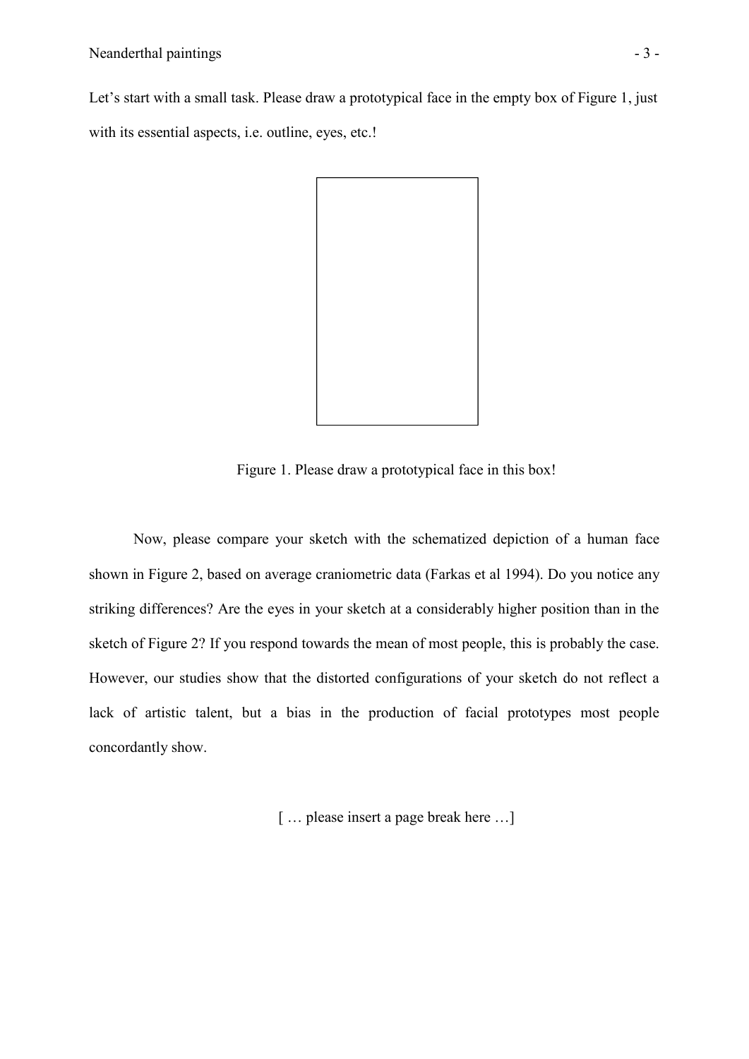Let's start with a small task. Please draw a prototypical face in the empty box of Figure 1, just with its essential aspects, i.e. outline, eyes, etc.!

Figure 1. Please draw a prototypical face in this box!

Now, please compare your sketch with the schematized depiction of a human face shown in Figure 2, based on average craniometric data (Farkas et al 1994). Do you notice any striking differences? Are the eyes in your sketch at a considerably higher position than in the sketch of Figure 2? If you respond towards the mean of most people, this is probably the case. However, our studies show that the distorted configurations of your sketch do not reflect a lack of artistic talent, but a bias in the production of facial prototypes most people concordantly show.

[ … please insert a page break here …]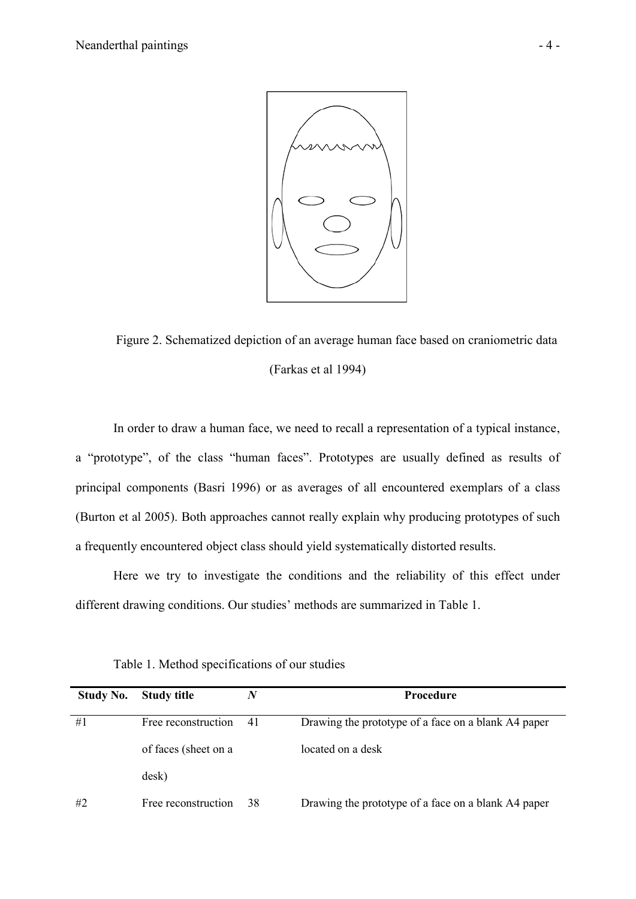Figure 2. Schematized depiction of an average human face based on craniometric data (Farkas et al 1994)

In order to draw a human face, we need to recall a representation of a typical instance, a "prototype", of the class "human faces". Prototypes are usually defined as results of principal components (Basri 1996) or as averages of all encountered exemplars of a class (Burton et al 2005). Both approaches cannot really explain why producing prototypes of such a frequently encountered object class should yield systematically distorted results.

Here we try to investigate the conditions and the reliability of this effect under different drawing conditions. Our studies' methods are summarized in Table 1.

Table 1. Method specifications of our studies

| Study No. | Study title | *N* | Procedure |
|---|---|---|---|
| #1 | Free reconstruction of faces (sheet on a desk) | 41 | Drawing the prototype of a face on a blank A4 paper located on a desk |
| #2 | Free reconstruction | 38 | Drawing the prototype of a face on a blank A4 paper |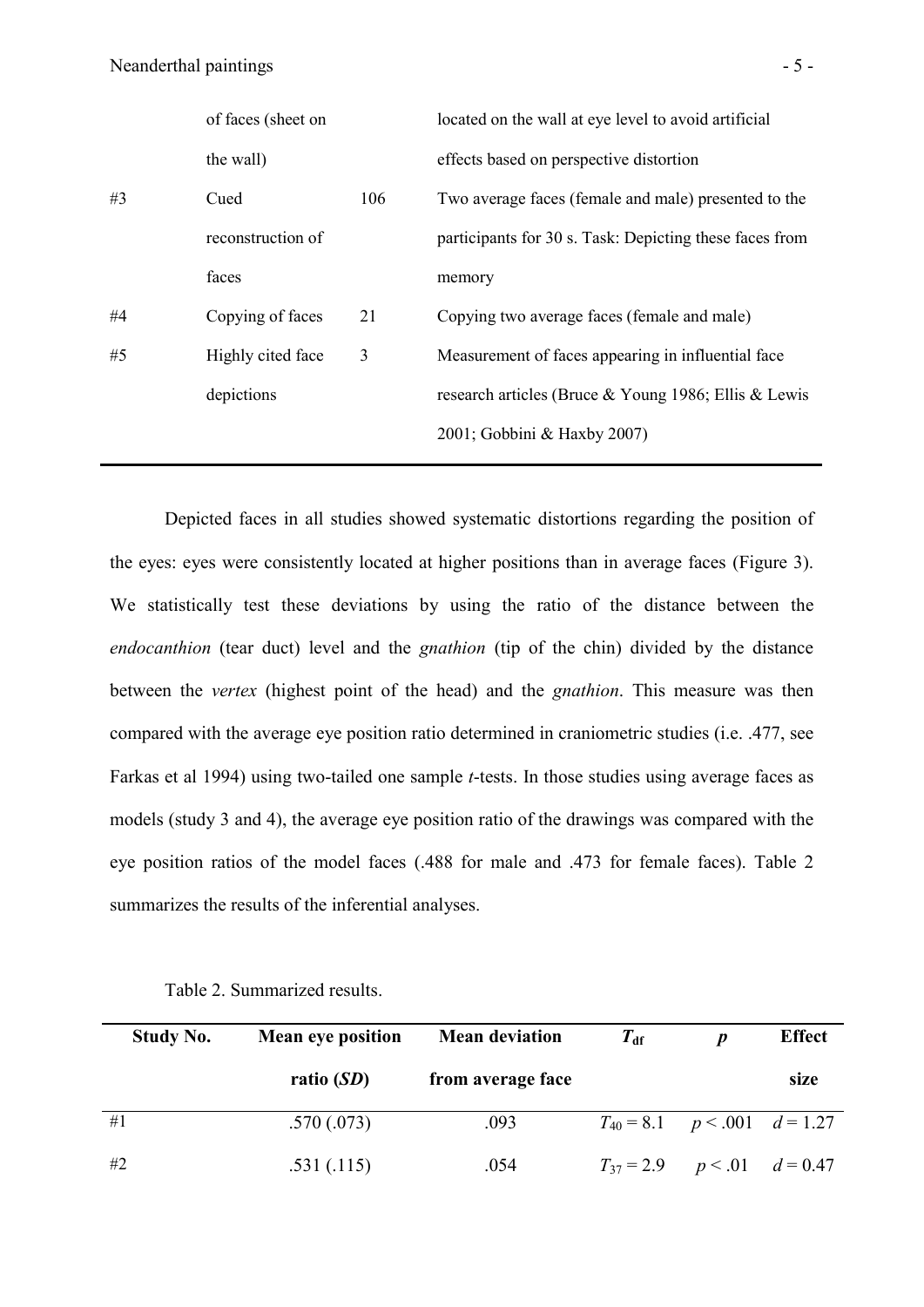| | | | |
|---|---|---|---|
| | of faces (sheet on the wall) | | located on the wall at eye level to avoid artificial effects based on perspective distortion |
| #3 | Cued reconstruction of faces | 106 | Two average faces (female and male) presented to the participants for 30 s. Task: Depicting these faces from memory |
| #4 | Copying of faces | 21 | Copying two average faces (female and male) |
| #5 | Highly cited face depictions | 3 | Measurement of faces appearing in influential face research articles (Bruce & Young 1986; Ellis & Lewis 2001; Gobbini & Haxby 2007) |

Depicted faces in all studies showed systematic distortions regarding the position of the eyes: eyes were consistently located at higher positions than in average faces (Figure 3). We statistically test these deviations by using the ratio of the distance between the *endocanthion* (tear duct) level and the *gnathion* (tip of the chin) divided by the distance between the *vertex* (highest point of the head) and the *gnathion*. This measure was then compared with the average eye position ratio determined in craniometric studies (i.e. .477, see Farkas et al 1994) using two-tailed one sample *t*-tests. In those studies using average faces as models (study 3 and 4), the average eye position ratio of the drawings was compared with the eye position ratios of the model faces (.488 for male and .473 for female faces). Table 2 summarizes the results of the inferential analyses.

Table 2. Summarized results.

| Study No. | Mean eye position ratio (*SD*) | Mean deviation from average face | $T_{df}$ | $p$ | Effect size |
|---|---|---|---|---|---|
| #1 | .570 (.073) | .093 | $T_{40} = 8.1$ | $p < .001$ | $d = 1.27$ |
| #2 | .531 (.115) | .054 | $T_{37} = 2.9$ | $p < .01$ | $d = 0.47$ |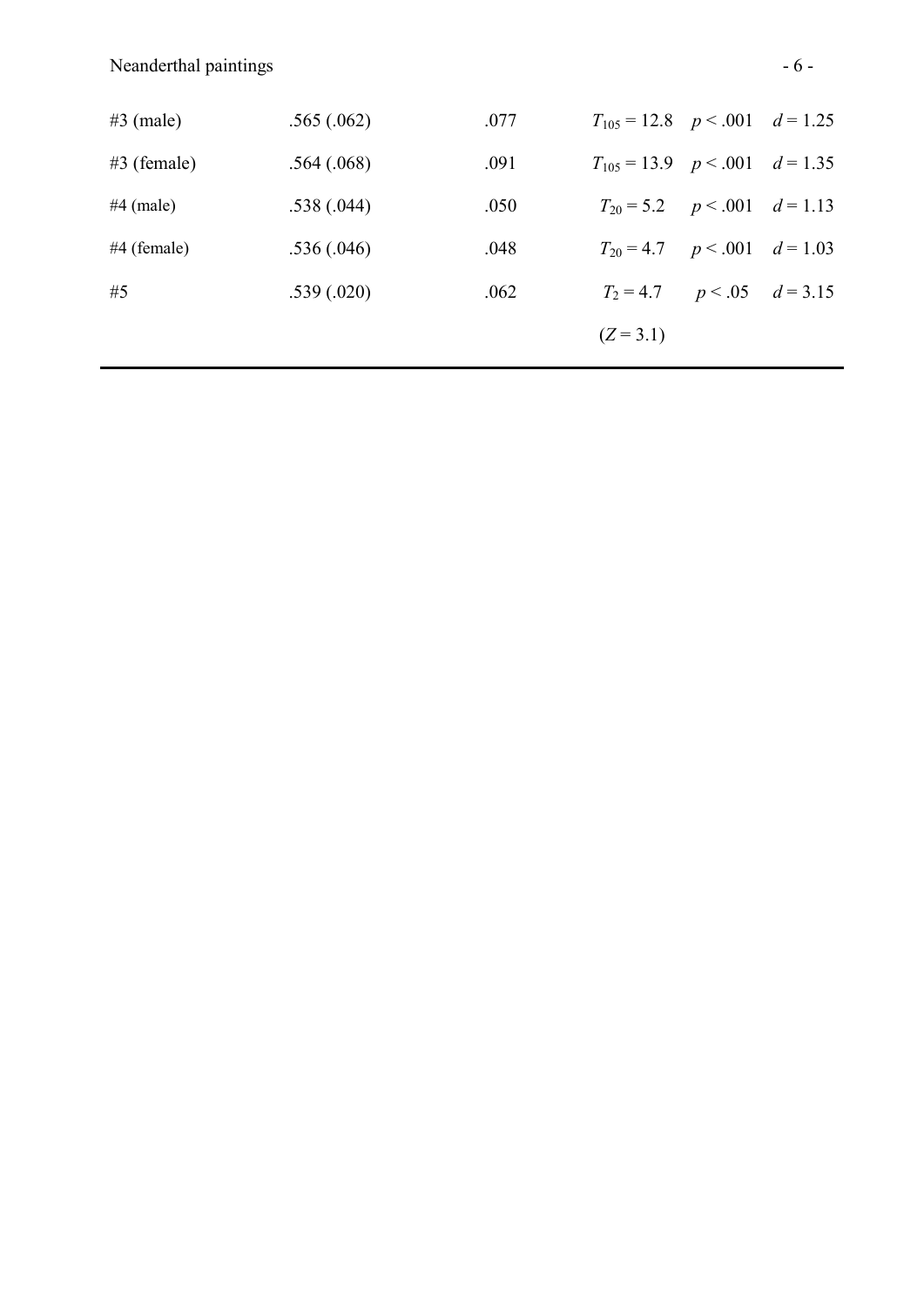| | | | | | |
|---|---|---|---|---|---|
| #3 (male) | .565 (.062) | .077 | $T_{105} = 12.8$ | $p < .001$ | $d = 1.25$ |
| #3 (female) | .564 (.068) | .091 | $T_{105} = 13.9$ | $p < .001$ | $d = 1.35$ |
| #4 (male) | .538 (.044) | .050 | $T_{20} = 5.2$ | $p < .001$ | $d = 1.13$ |
| #4 (female) | .536 (.046) | .048 | $T_{20} = 4.7$ | $p < .001$ | $d = 1.03$ |
| #5 | .539 (.020) | .062 | $T_2 = 4.7$ | $p < .05$ | $d = 3.15$ |
| | | | ($Z = 3.1$) | | |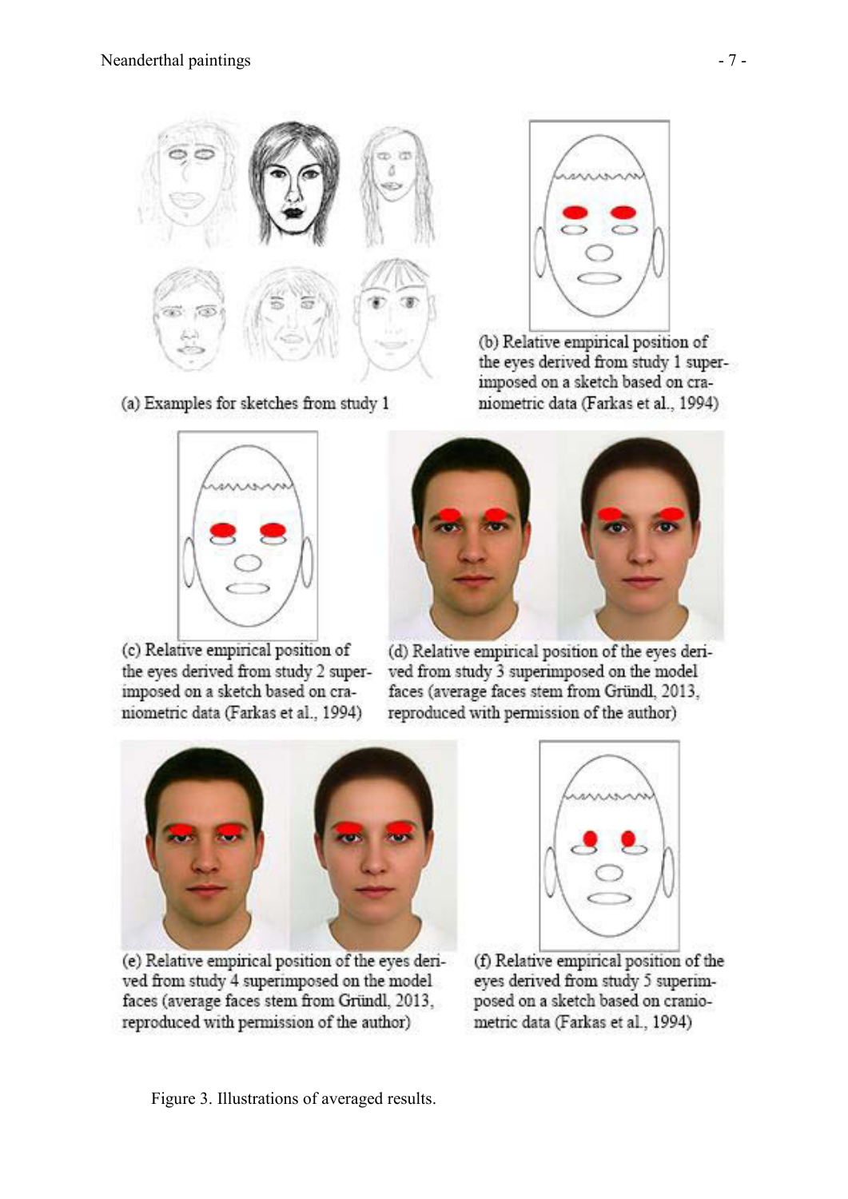(a) Examples for sketches from study 1

(b) Relative empirical position of the eyes derived from study 1 superimposed on a sketch based on craniometric data (Farkas et al., 1994)

(c) Relative empirical position of the eyes derived from study 2 superimposed on a sketch based on craniometric data (Farkas et al., 1994)

(d) Relative empirical position of the eyes derived from study 3 superimposed on the model faces (average faces stem from Gründl, 2013, reproduced with permission of the author)

(e) Relative empirical position of the eyes derived from study 4 superimposed on the model faces (average faces stem from Gründl, 2013, reproduced with permission of the author)

(f) Relative empirical position of the eyes derived from study 5 superimposed on a sketch based on craniometric data (Farkas et al., 1994)

Figure 3. Illustrations of averaged results.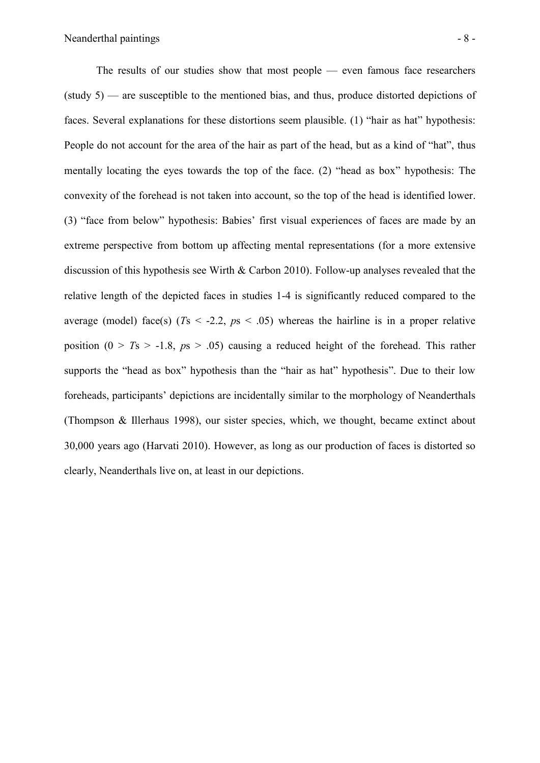The results of our studies show that most people — even famous face researchers (study 5) — are susceptible to the mentioned bias, and thus, produce distorted depictions of faces. Several explanations for these distortions seem plausible. (1) "hair as hat" hypothesis: People do not account for the area of the hair as part of the head, but as a kind of "hat", thus mentally locating the eyes towards the top of the face. (2) "head as box" hypothesis: The convexity of the forehead is not taken into account, so the top of the head is identified lower. (3) "face from below" hypothesis: Babies' first visual experiences of faces are made by an extreme perspective from bottom up affecting mental representations (for a more extensive discussion of this hypothesis see Wirth & Carbon 2010). Follow-up analyses revealed that the relative length of the depicted faces in studies 1-4 is significantly reduced compared to the average (model) face(s) ($T$s < -2.2, $p$s < .05) whereas the hairline is in a proper relative position (0 > $T$s > -1.8, $p$s > .05) causing a reduced height of the forehead. This rather supports the "head as box" hypothesis than the "hair as hat" hypothesis". Due to their low foreheads, participants' depictions are incidentally similar to the morphology of Neanderthals (Thompson & Illerhaus 1998), our sister species, which, we thought, became extinct about 30,000 years ago (Harvati 2010). However, as long as our production of faces is distorted so clearly, Neanderthals live on, at least in our depictions.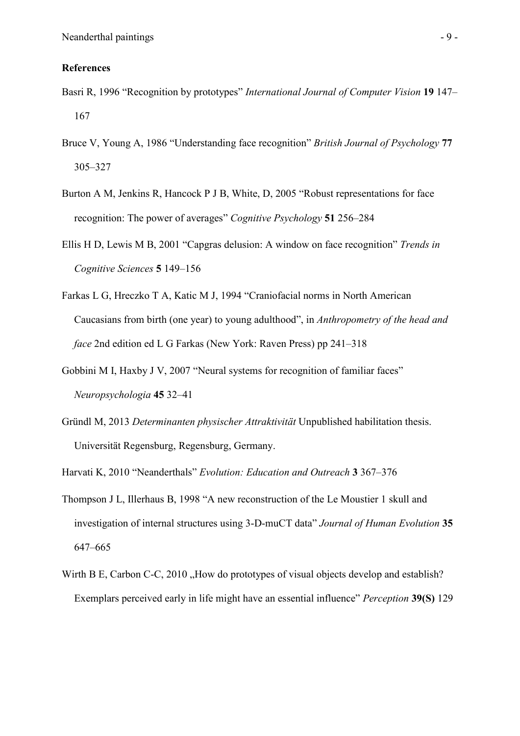## References

Basri R, 1996 "Recognition by prototypes" *International Journal of Computer Vision* **19** 147–167

Bruce V, Young A, 1986 "Understanding face recognition" *British Journal of Psychology* **77** 305–327

Burton A M, Jenkins R, Hancock P J B, White, D, 2005 "Robust representations for face recognition: The power of averages" *Cognitive Psychology* **51** 256–284

Ellis H D, Lewis M B, 2001 "Capgras delusion: A window on face recognition" *Trends in Cognitive Sciences* **5** 149–156

Farkas L G, Hreczko T A, Katic M J, 1994 "Craniofacial norms in North American Caucasians from birth (one year) to young adulthood", in *Anthropometry of the head and face* 2nd edition ed L G Farkas (New York: Raven Press) pp 241–318

Gobbini M I, Haxby J V, 2007 "Neural systems for recognition of familiar faces" *Neuropsychologia* **45** 32–41

Gründl M, 2013 *Determinanten physischer Attraktivität* Unpublished habilitation thesis. Universität Regensburg, Regensburg, Germany.

Harvati K, 2010 "Neanderthals" *Evolution: Education and Outreach* **3** 367–376

Thompson J L, Illerhaus B, 1998 "A new reconstruction of the Le Moustier 1 skull and investigation of internal structures using 3-D-muCT data" *Journal of Human Evolution* **35** 647–665

Wirth B E, Carbon C-C, 2010 „How do prototypes of visual objects develop and establish? Exemplars perceived early in life might have an essential influence" *Perception* **39(S)** 129